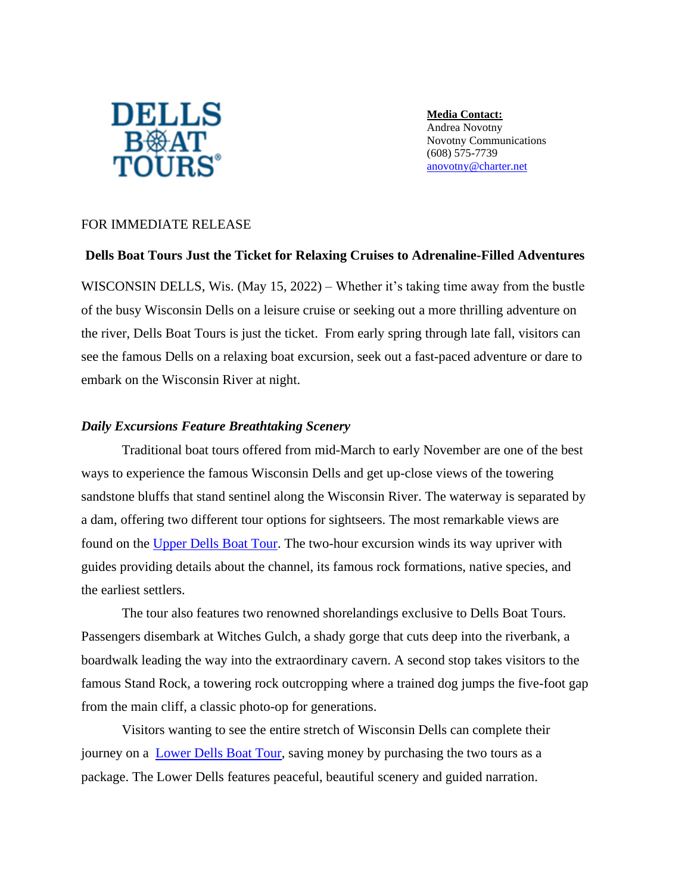DELLS BOAT TOURS®

**Media Contact:**
Andrea Novotny
Novotny Communications
(608) 575-7739
anovotny@charter.net

FOR IMMEDIATE RELEASE

**Dells Boat Tours Just the Ticket for Relaxing Cruises to Adrenaline-Filled Adventures**

WISCONSIN DELLS, Wis. (May 15, 2022) – Whether it's taking time away from the bustle of the busy Wisconsin Dells on a leisure cruise or seeking out a more thrilling adventure on the river, Dells Boat Tours is just the ticket. From early spring through late fall, visitors can see the famous Dells on a relaxing boat excursion, seek out a fast-paced adventure or dare to embark on the Wisconsin River at night.

***Daily Excursions Feature Breathtaking Scenery***

Traditional boat tours offered from mid-March to early November are one of the best ways to experience the famous Wisconsin Dells and get up-close views of the towering sandstone bluffs that stand sentinel along the Wisconsin River. The waterway is separated by a dam, offering two different tour options for sightseers. The most remarkable views are found on the [Upper Dells Boat Tour](). The two-hour excursion winds its way upriver with guides providing details about the channel, its famous rock formations, native species, and the earliest settlers.

The tour also features two renowned shorelandings exclusive to Dells Boat Tours. Passengers disembark at Witches Gulch, a shady gorge that cuts deep into the riverbank, a boardwalk leading the way into the extraordinary cavern. A second stop takes visitors to the famous Stand Rock, a towering rock outcropping where a trained dog jumps the five-foot gap from the main cliff, a classic photo-op for generations.

Visitors wanting to see the entire stretch of Wisconsin Dells can complete their journey on a [Lower Dells Boat Tour](), saving money by purchasing the two tours as a package. The Lower Dells features peaceful, beautiful scenery and guided narration.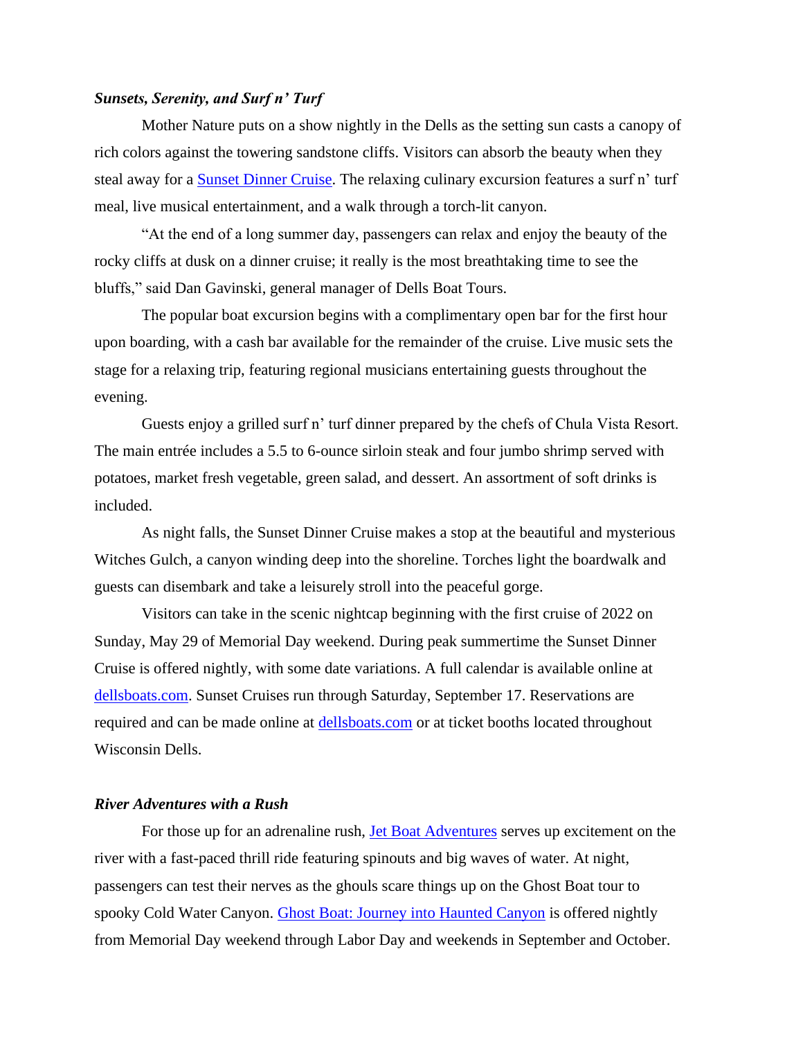***Sunsets, Serenity, and Surf n' Turf***

Mother Nature puts on a show nightly in the Dells as the setting sun casts a canopy of rich colors against the towering sandstone cliffs. Visitors can absorb the beauty when they steal away for a Sunset Dinner Cruise. The relaxing culinary excursion features a surf n' turf meal, live musical entertainment, and a walk through a torch-lit canyon.

"At the end of a long summer day, passengers can relax and enjoy the beauty of the rocky cliffs at dusk on a dinner cruise; it really is the most breathtaking time to see the bluffs," said Dan Gavinski, general manager of Dells Boat Tours.

The popular boat excursion begins with a complimentary open bar for the first hour upon boarding, with a cash bar available for the remainder of the cruise. Live music sets the stage for a relaxing trip, featuring regional musicians entertaining guests throughout the evening.

Guests enjoy a grilled surf n' turf dinner prepared by the chefs of Chula Vista Resort. The main entrée includes a 5.5 to 6-ounce sirloin steak and four jumbo shrimp served with potatoes, market fresh vegetable, green salad, and dessert. An assortment of soft drinks is included.

As night falls, the Sunset Dinner Cruise makes a stop at the beautiful and mysterious Witches Gulch, a canyon winding deep into the shoreline. Torches light the boardwalk and guests can disembark and take a leisurely stroll into the peaceful gorge.

Visitors can take in the scenic nightcap beginning with the first cruise of 2022 on Sunday, May 29 of Memorial Day weekend. During peak summertime the Sunset Dinner Cruise is offered nightly, with some date variations. A full calendar is available online at dellsboats.com. Sunset Cruises run through Saturday, September 17. Reservations are required and can be made online at dellsboats.com or at ticket booths located throughout Wisconsin Dells.

***River Adventures with a Rush***

For those up for an adrenaline rush, Jet Boat Adventures serves up excitement on the river with a fast-paced thrill ride featuring spinouts and big waves of water. At night, passengers can test their nerves as the ghouls scare things up on the Ghost Boat tour to spooky Cold Water Canyon. Ghost Boat: Journey into Haunted Canyon is offered nightly from Memorial Day weekend through Labor Day and weekends in September and October.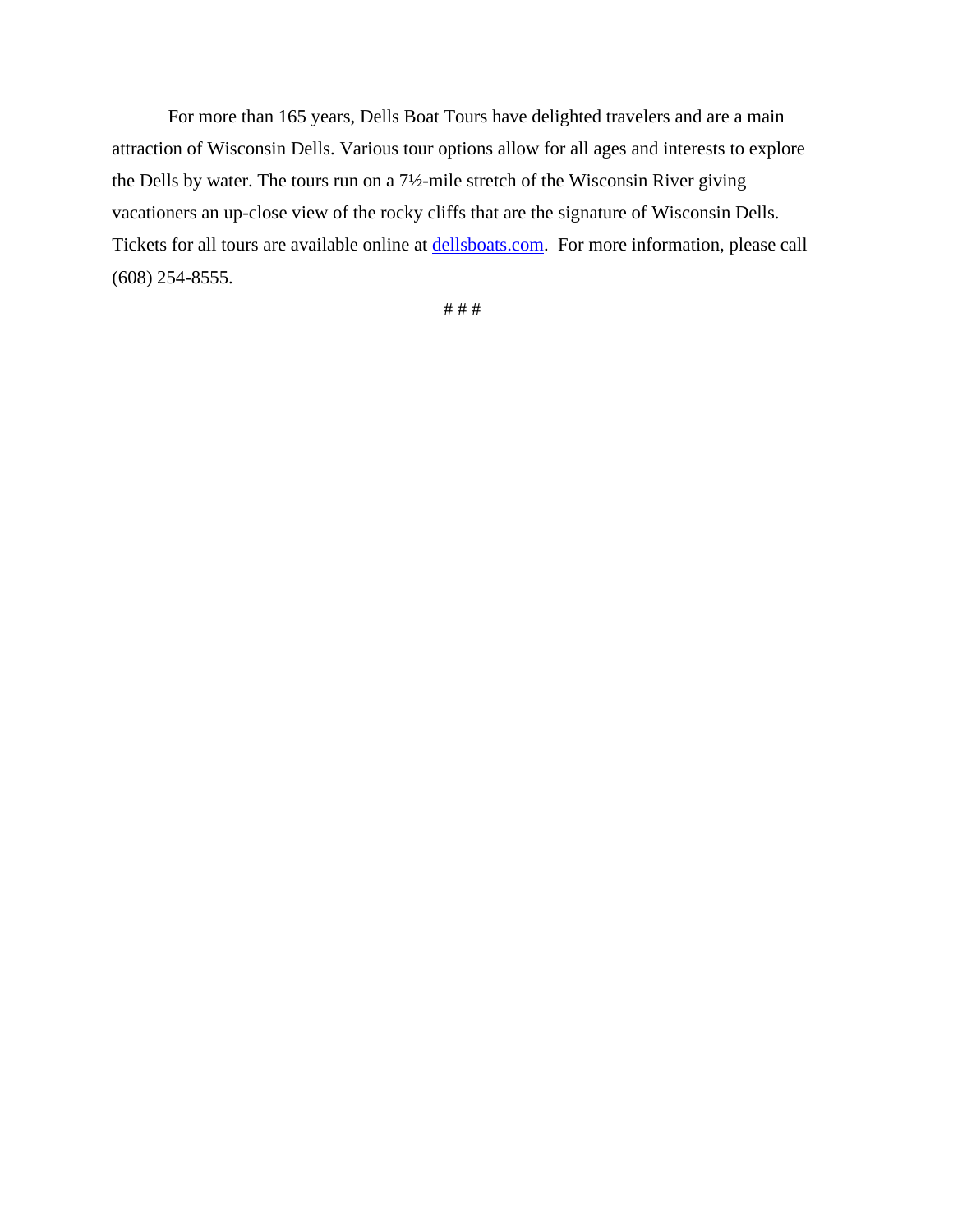For more than 165 years, Dells Boat Tours have delighted travelers and are a main attraction of Wisconsin Dells. Various tour options allow for all ages and interests to explore the Dells by water. The tours run on a 7½-mile stretch of the Wisconsin River giving vacationers an up-close view of the rocky cliffs that are the signature of Wisconsin Dells. Tickets for all tours are available online at dellsboats.com. For more information, please call (608) 254-8555.

# # #